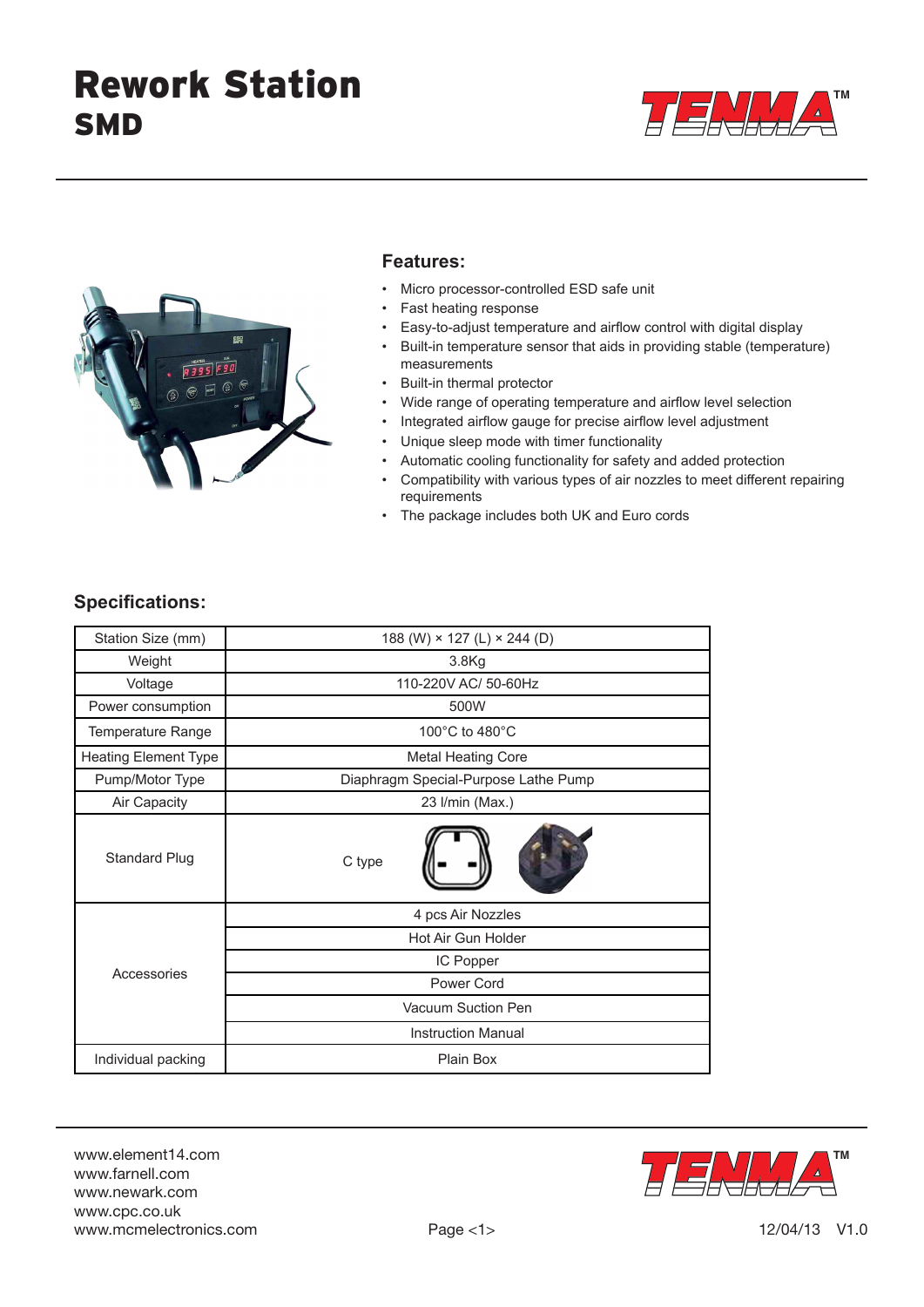# Rework Station
## SMD

TENMA™

### Features:

- Micro processor-controlled ESD safe unit
- Fast heating response
- Easy-to-adjust temperature and airflow control with digital display
- Built-in temperature sensor that aids in providing stable (temperature) measurements
- Built-in thermal protector
- Wide range of operating temperature and airflow level selection
- Integrated airflow gauge for precise airflow level adjustment
- Unique sleep mode with timer functionality
- Automatic cooling functionality for safety and added protection
- Compatibility with various types of air nozzles to meet different repairing requirements
- The package includes both UK and Euro cords

### Specifications:

| Station Size (mm) | 188 (W) × 127 (L) × 244 (D) |
|---|---|
| Weight | 3.8Kg |
| Voltage | 110-220V AC/ 50-60Hz |
| Power consumption | 500W |
| Temperature Range | 100°C to 480°C |
| Heating Element Type | Metal Heating Core |
| Pump/Motor Type | Diaphragm Special-Purpose Lathe Pump |
| Air Capacity | 23 l/min (Max.) |
| Standard Plug | C type |
| Accessories | 4 pcs Air Nozzles |
| | Hot Air Gun Holder |
| | IC Popper |
| | Power Cord |
| | Vacuum Suction Pen |
| | Instruction Manual |
| Individual packing | Plain Box |

www.element14.com
www.farnell.com
www.newark.com
www.cpc.co.uk
www.mcmelectronics.com

12/04/13 V1.0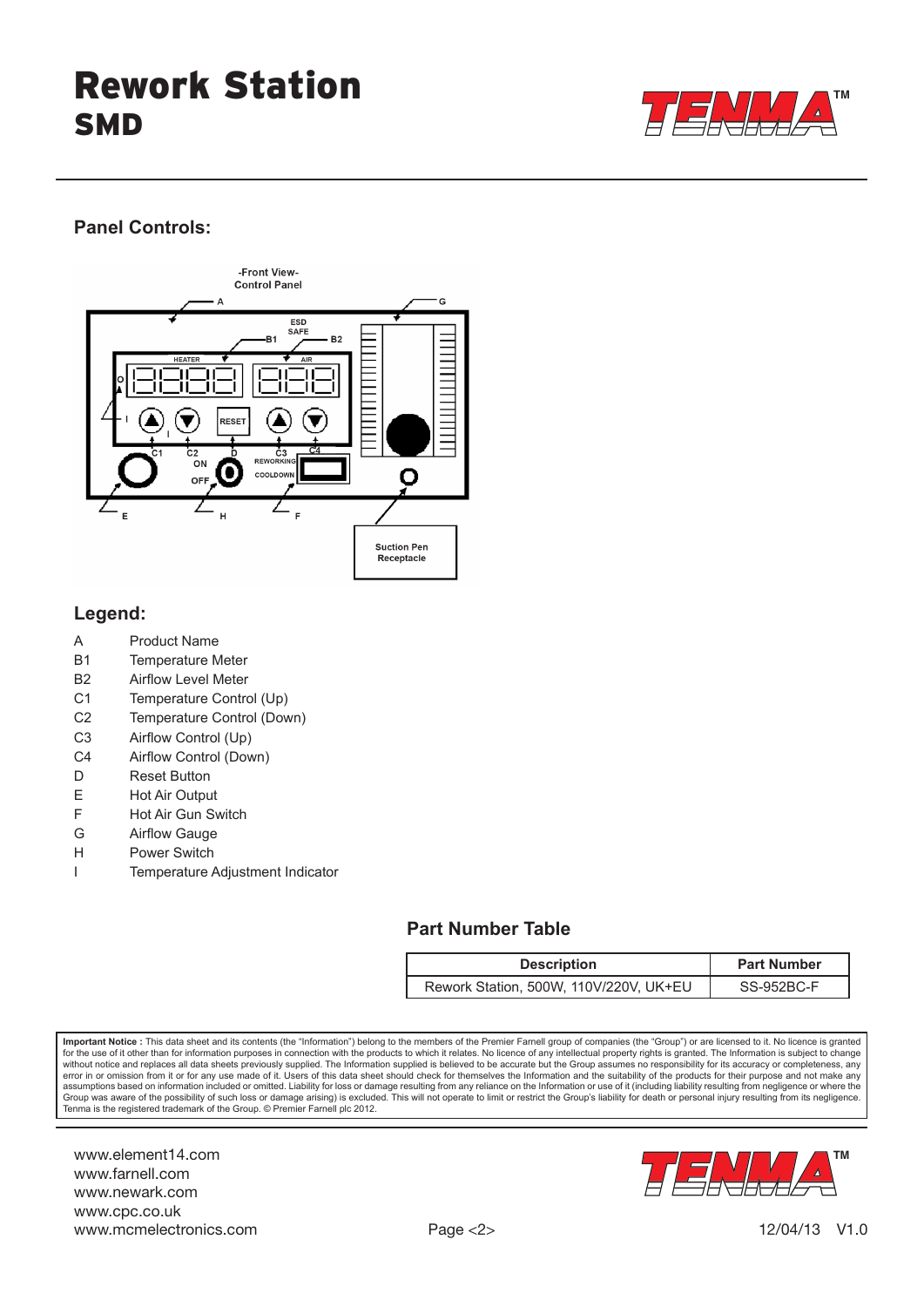# Rework Station
## SMD

### Panel Controls:

-Front View-
Control Panel

### Legend:

| | |
|---|---|
| A | Product Name |
| B1 | Temperature Meter |
| B2 | Airflow Level Meter |
| C1 | Temperature Control (Up) |
| C2 | Temperature Control (Down) |
| C3 | Airflow Control (Up) |
| C4 | Airflow Control (Down) |
| D | Reset Button |
| E | Hot Air Output |
| F | Hot Air Gun Switch |
| G | Airflow Gauge |
| H | Power Switch |
| I | Temperature Adjustment Indicator |

### Part Number Table

| Description | Part Number |
|---|---|
| Rework Station, 500W, 110V/220V, UK+EU | SS-952BC-F |

**Important Notice :** This data sheet and its contents (the "Information") belong to the members of the Premier Farnell group of companies (the "Group") or are licensed to it. No licence is granted for the use of it other than for information purposes in connection with the products to which it relates. No licence of any intellectual property rights is granted. The Information is subject to change without notice and replaces all data sheets previously supplied. The Information supplied is believed to be accurate but the Group assumes no responsibility for its accuracy or completeness, any error in or omission from it or for any use made of it. Users of this data sheet should check for themselves the Information and the suitability of the products for their purpose and not make any assumptions based on information included or omitted. Liability for loss or damage resulting from any reliance on the Information or use of it (including liability resulting from negligence or where the Group was aware of the possibility of such loss or damage arising) is excluded. This will not operate to limit or restrict the Group's liability for death or personal injury resulting from its negligence. Tenma is the registered trademark of the Group. © Premier Farnell plc 2012.

www.element14.com
www.farnell.com
www.newark.com
www.cpc.co.uk
www.mcmelectronics.com

12/04/13 V1.0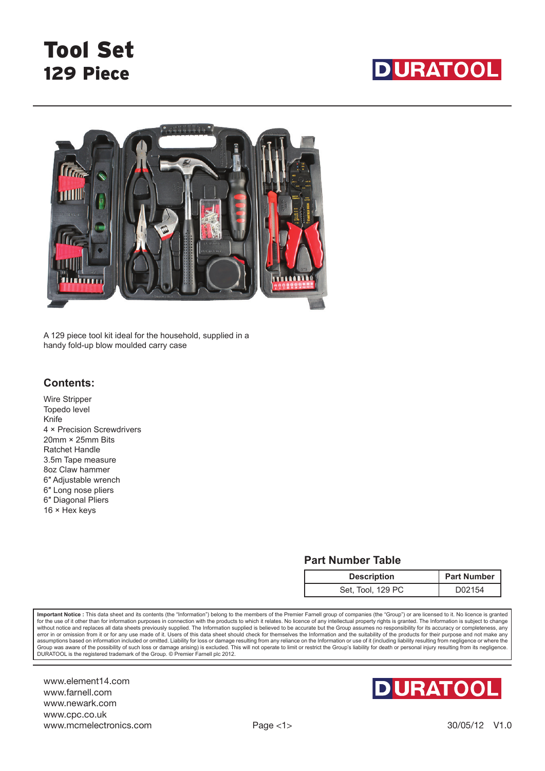# Tool Set
## 129 Piece

DURATOOL

A 129 piece tool kit ideal for the household, supplied in a handy fold-up blow moulded carry case

## Contents:

Wire Stripper
Topedo level
Knife
4 × Precision Screwdrivers
20mm × 25mm Bits
Ratchet Handle
3.5m Tape measure
8oz Claw hammer
6″ Adjustable wrench
6″ Long nose pliers
6″ Diagonal Pliers
16 × Hex keys

## Part Number Table

| Description | Part Number |
|---|---|
| Set, Tool, 129 PC | D02154 |

**Important Notice :** This data sheet and its contents (the "Information") belong to the members of the Premier Farnell group of companies (the "Group") or are licensed to it. No licence is granted for the use of it other than for information purposes in connection with the products to which it relates. No licence of any intellectual property rights is granted. The Information is subject to change without notice and replaces all data sheets previously supplied. The Information supplied is believed to be accurate but the Group assumes no responsibility for its accuracy or completeness, any error in or omission from it or for any use made of it. Users of this data sheet should check for themselves the Information and the suitability of the products for their purpose and not make any assumptions based on information included or omitted. Liability for loss or damage resulting from any reliance on the Information or use of it (including liability resulting from negligence or where the Group was aware of the possibility of such loss or damage arising) is excluded. This will not operate to limit or restrict the Group's liability for death or personal injury resulting from its negligence. DURATOOL is the registered trademark of the Group. © Premier Farnell plc 2012.

www.element14.com
www.farnell.com
www.newark.com
www.cpc.co.uk
www.mcmelectronics.com

DURATOOL

30/05/12 V1.0